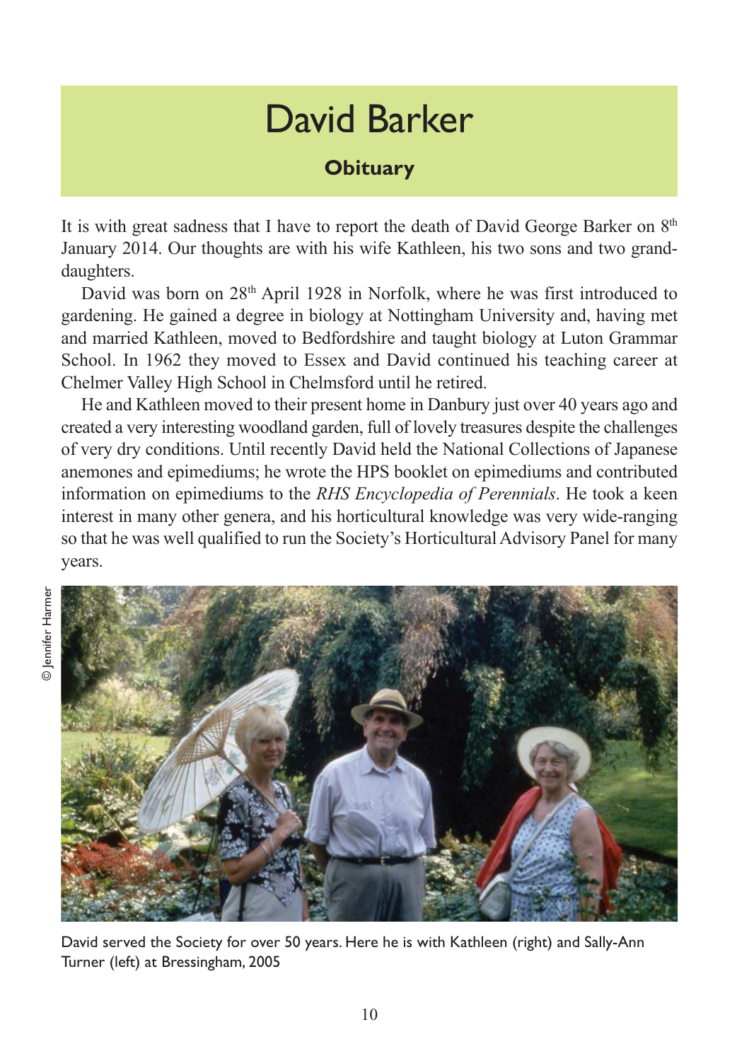# David Barker

## Obituary

It is with great sadness that I have to report the death of David George Barker on 8th January 2014. Our thoughts are with his wife Kathleen, his two sons and two granddaughters.

David was born on 28th April 1928 in Norfolk, where he was first introduced to gardening. He gained a degree in biology at Nottingham University and, having met and married Kathleen, moved to Bedfordshire and taught biology at Luton Grammar School. In 1962 they moved to Essex and David continued his teaching career at Chelmer Valley High School in Chelmsford until he retired.

He and Kathleen moved to their present home in Danbury just over 40 years ago and created a very interesting woodland garden, full of lovely treasures despite the challenges of very dry conditions. Until recently David held the National Collections of Japanese anemones and epimediums; he wrote the HPS booklet on epimediums and contributed information on epimediums to the *RHS Encyclopedia of Perennials*. He took a keen interest in many other genera, and his horticultural knowledge was very wide-ranging so that he was well qualified to run the Society's Horticultural Advisory Panel for many years.

© Jennifer Harmer

David served the Society for over 50 years. Here he is with Kathleen (right) and Sally-Ann Turner (left) at Bressingham, 2005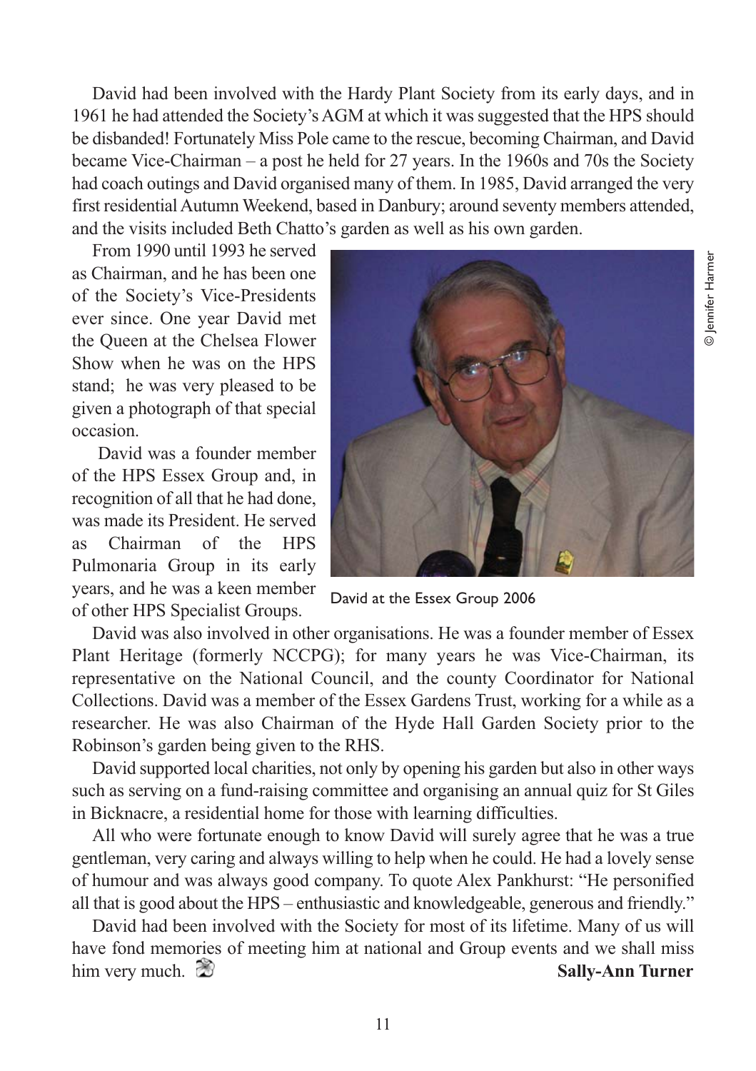David had been involved with the Hardy Plant Society from its early days, and in 1961 he had attended the Society's AGM at which it was suggested that the HPS should be disbanded! Fortunately Miss Pole came to the rescue, becoming Chairman, and David became Vice-Chairman – a post he held for 27 years. In the 1960s and 70s the Society had coach outings and David organised many of them. In 1985, David arranged the very first residential Autumn Weekend, based in Danbury; around seventy members attended, and the visits included Beth Chatto's garden as well as his own garden.

From 1990 until 1993 he served as Chairman, and he has been one of the Society's Vice-Presidents ever since. One year David met the Queen at the Chelsea Flower Show when he was on the HPS stand; he was very pleased to be given a photograph of that special occasion.

David was a founder member of the HPS Essex Group and, in recognition of all that he had done, was made its President. He served as Chairman of the HPS Pulmonaria Group in its early years, and he was a keen member of other HPS Specialist Groups.

© Jennifer Harmer

David at the Essex Group 2006

David was also involved in other organisations. He was a founder member of Essex Plant Heritage (formerly NCCPG); for many years he was Vice-Chairman, its representative on the National Council, and the county Coordinator for National Collections. David was a member of the Essex Gardens Trust, working for a while as a researcher. He was also Chairman of the Hyde Hall Garden Society prior to the Robinson's garden being given to the RHS.

David supported local charities, not only by opening his garden but also in other ways such as serving on a fund-raising committee and organising an annual quiz for St Giles in Bicknacre, a residential home for those with learning difficulties.

All who were fortunate enough to know David will surely agree that he was a true gentleman, very caring and always willing to help when he could. He had a lovely sense of humour and was always good company. To quote Alex Pankhurst: "He personified all that is good about the HPS – enthusiastic and knowledgeable, generous and friendly."

David had been involved with the Society for most of its lifetime. Many of us will have fond memories of meeting him at national and Group events and we shall miss him very much.

**Sally-Ann Turner**